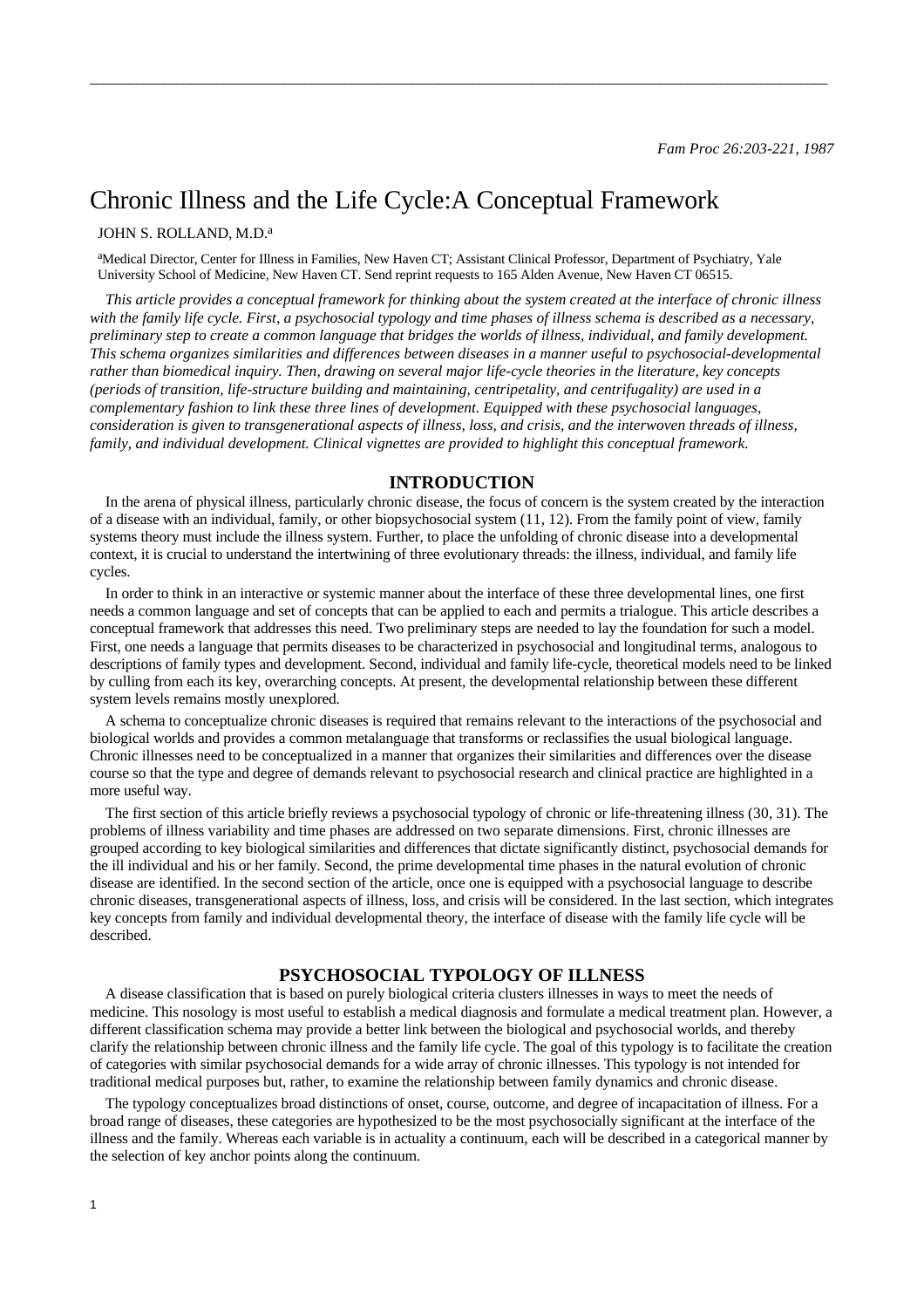*Fam Proc 26:203-221, 1987*

# Chronic Illness and the Life Cycle:A Conceptual Framework

JOHN S. ROLLAND, M.D.[a]

[a]Medical Director, Center for Illness in Families, New Haven CT; Assistant Clinical Professor, Department of Psychiatry, Yale University School of Medicine, New Haven CT. Send reprint requests to 165 Alden Avenue, New Haven CT 06515.

*This article provides a conceptual framework for thinking about the system created at the interface of chronic illness with the family life cycle. First, a psychosocial typology and time phases of illness schema is described as a necessary, preliminary step to create a common language that bridges the worlds of illness, individual, and family development. This schema organizes similarities and differences between diseases in a manner useful to psychosocial-developmental rather than biomedical inquiry. Then, drawing on several major life-cycle theories in the literature, key concepts (periods of transition, life-structure building and maintaining, centripetality, and centrifugality) are used in a complementary fashion to link these three lines of development. Equipped with these psychosocial languages, consideration is given to transgenerational aspects of illness, loss, and crisis, and the interwoven threads of illness, family, and individual development. Clinical vignettes are provided to highlight this conceptual framework.*

## INTRODUCTION

In the arena of physical illness, particularly chronic disease, the focus of concern is the system created by the interaction of a disease with an individual, family, or other biopsychosocial system (11, 12). From the family point of view, family systems theory must include the illness system. Further, to place the unfolding of chronic disease into a developmental context, it is crucial to understand the intertwining of three evolutionary threads: the illness, individual, and family life cycles.

In order to think in an interactive or systemic manner about the interface of these three developmental lines, one first needs a common language and set of concepts that can be applied to each and permits a trialogue. This article describes a conceptual framework that addresses this need. Two preliminary steps are needed to lay the foundation for such a model. First, one needs a language that permits diseases to be characterized in psychosocial and longitudinal terms, analogous to descriptions of family types and development. Second, individual and family life-cycle, theoretical models need to be linked by culling from each its key, overarching concepts. At present, the developmental relationship between these different system levels remains mostly unexplored.

A schema to conceptualize chronic diseases is required that remains relevant to the interactions of the psychosocial and biological worlds and provides a common metalanguage that transforms or reclassifies the usual biological language. Chronic illnesses need to be conceptualized in a manner that organizes their similarities and differences over the disease course so that the type and degree of demands relevant to psychosocial research and clinical practice are highlighted in a more useful way.

The first section of this article briefly reviews a psychosocial typology of chronic or life-threatening illness (30, 31). The problems of illness variability and time phases are addressed on two separate dimensions. First, chronic illnesses are grouped according to key biological similarities and differences that dictate significantly distinct, psychosocial demands for the ill individual and his or her family. Second, the prime developmental time phases in the natural evolution of chronic disease are identified. In the second section of the article, once one is equipped with a psychosocial language to describe chronic diseases, transgenerational aspects of illness, loss, and crisis will be considered. In the last section, which integrates key concepts from family and individual developmental theory, the interface of disease with the family life cycle will be described.

## PSYCHOSOCIAL TYPOLOGY OF ILLNESS

A disease classification that is based on purely biological criteria clusters illnesses in ways to meet the needs of medicine. This nosology is most useful to establish a medical diagnosis and formulate a medical treatment plan. However, a different classification schema may provide a better link between the biological and psychosocial worlds, and thereby clarify the relationship between chronic illness and the family life cycle. The goal of this typology is to facilitate the creation of categories with similar psychosocial demands for a wide array of chronic illnesses. This typology is not intended for traditional medical purposes but, rather, to examine the relationship between family dynamics and chronic disease.

The typology conceptualizes broad distinctions of onset, course, outcome, and degree of incapacitation of illness. For a broad range of diseases, these categories are hypothesized to be the most psychosocially significant at the interface of the illness and the family. Whereas each variable is in actuality a continuum, each will be described in a categorical manner by the selection of key anchor points along the continuum.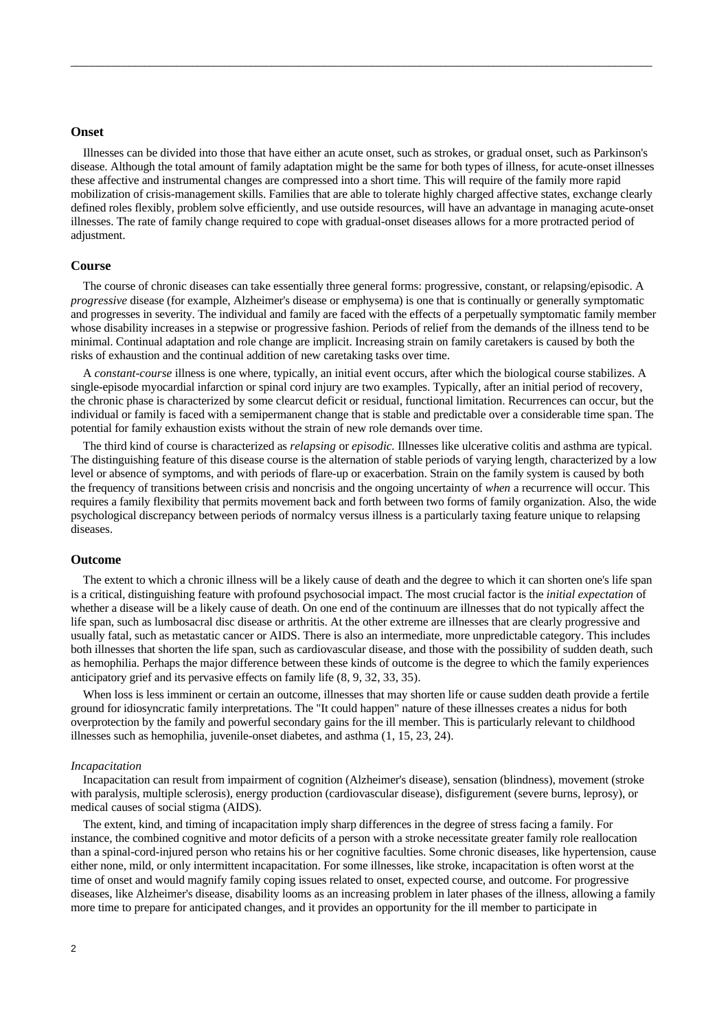## Onset

Illnesses can be divided into those that have either an acute onset, such as strokes, or gradual onset, such as Parkinson's disease. Although the total amount of family adaptation might be the same for both types of illness, for acute-onset illnesses these affective and instrumental changes are compressed into a short time. This will require of the family more rapid mobilization of crisis-management skills. Families that are able to tolerate highly charged affective states, exchange clearly defined roles flexibly, problem solve efficiently, and use outside resources, will have an advantage in managing acute-onset illnesses. The rate of family change required to cope with gradual-onset diseases allows for a more protracted period of adjustment.

## Course

The course of chronic diseases can take essentially three general forms: progressive, constant, or relapsing/episodic. A *progressive* disease (for example, Alzheimer's disease or emphysema) is one that is continually or generally symptomatic and progresses in severity. The individual and family are faced with the effects of a perpetually symptomatic family member whose disability increases in a stepwise or progressive fashion. Periods of relief from the demands of the illness tend to be minimal. Continual adaptation and role change are implicit. Increasing strain on family caretakers is caused by both the risks of exhaustion and the continual addition of new caretaking tasks over time.

A *constant-course* illness is one where, typically, an initial event occurs, after which the biological course stabilizes. A single-episode myocardial infarction or spinal cord injury are two examples. Typically, after an initial period of recovery, the chronic phase is characterized by some clearcut deficit or residual, functional limitation. Recurrences can occur, but the individual or family is faced with a semipermanent change that is stable and predictable over a considerable time span. The potential for family exhaustion exists without the strain of new role demands over time.

The third kind of course is characterized as *relapsing* or *episodic.* Illnesses like ulcerative colitis and asthma are typical. The distinguishing feature of this disease course is the alternation of stable periods of varying length, characterized by a low level or absence of symptoms, and with periods of flare-up or exacerbation. Strain on the family system is caused by both the frequency of transitions between crisis and noncrisis and the ongoing uncertainty of *when* a recurrence will occur. This requires a family flexibility that permits movement back and forth between two forms of family organization. Also, the wide psychological discrepancy between periods of normalcy versus illness is a particularly taxing feature unique to relapsing diseases.

## Outcome

The extent to which a chronic illness will be a likely cause of death and the degree to which it can shorten one's life span is a critical, distinguishing feature with profound psychosocial impact. The most crucial factor is the *initial expectation* of whether a disease will be a likely cause of death. On one end of the continuum are illnesses that do not typically affect the life span, such as lumbosacral disc disease or arthritis. At the other extreme are illnesses that are clearly progressive and usually fatal, such as metastatic cancer or AIDS. There is also an intermediate, more unpredictable category. This includes both illnesses that shorten the life span, such as cardiovascular disease, and those with the possibility of sudden death, such as hemophilia. Perhaps the major difference between these kinds of outcome is the degree to which the family experiences anticipatory grief and its pervasive effects on family life (8, 9, 32, 33, 35).

When loss is less imminent or certain an outcome, illnesses that may shorten life or cause sudden death provide a fertile ground for idiosyncratic family interpretations. The "It could happen" nature of these illnesses creates a nidus for both overprotection by the family and powerful secondary gains for the ill member. This is particularly relevant to childhood illnesses such as hemophilia, juvenile-onset diabetes, and asthma (1, 15, 23, 24).

### *Incapacitation*

Incapacitation can result from impairment of cognition (Alzheimer's disease), sensation (blindness), movement (stroke with paralysis, multiple sclerosis), energy production (cardiovascular disease), disfigurement (severe burns, leprosy), or medical causes of social stigma (AIDS).

The extent, kind, and timing of incapacitation imply sharp differences in the degree of stress facing a family. For instance, the combined cognitive and motor deficits of a person with a stroke necessitate greater family role reallocation than a spinal-cord-injured person who retains his or her cognitive faculties. Some chronic diseases, like hypertension, cause either none, mild, or only intermittent incapacitation. For some illnesses, like stroke, incapacitation is often worst at the time of onset and would magnify family coping issues related to onset, expected course, and outcome. For progressive diseases, like Alzheimer's disease, disability looms as an increasing problem in later phases of the illness, allowing a family more time to prepare for anticipated changes, and it provides an opportunity for the ill member to participate in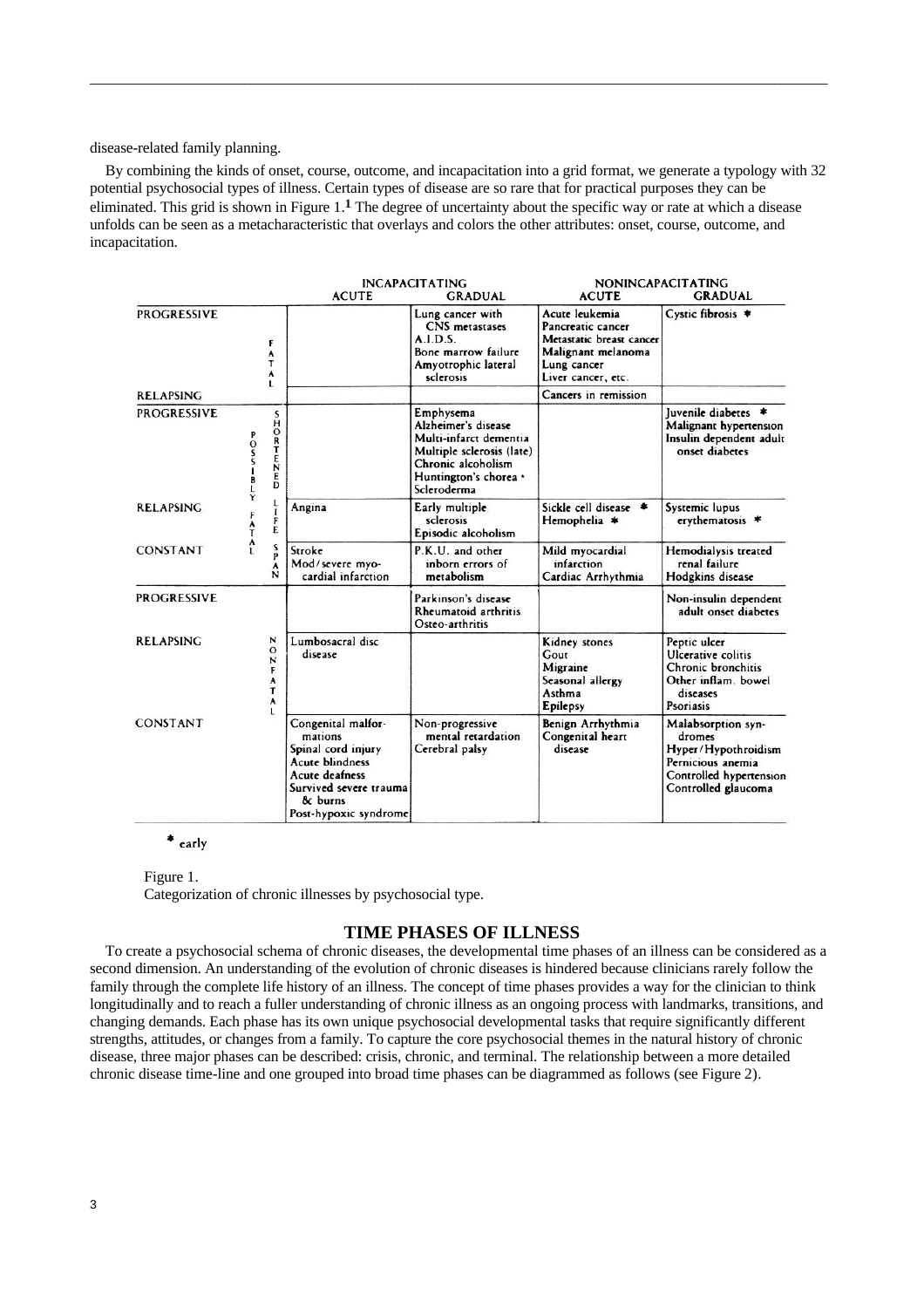disease-related family planning.

By combining the kinds of onset, course, outcome, and incapacitation into a grid format, we generate a typology with 32 potential psychosocial types of illness. Certain types of disease are so rare that for practical purposes they can be eliminated. This grid is shown in Figure 1.[1] The degree of uncertainty about the specific way or rate at which a disease unfolds can be seen as a metacharacteristic that overlays and colors the other attributes: onset, course, outcome, and incapacitation.

| | | INCAPACITATING | | NONINCAPACITATING | |
|---|---|---|---|---|---|
| | | ACUTE | GRADUAL | ACUTE | GRADUAL |
| PROGRESSIVE | FATAL | | Lung cancer with CNS metastases; A.I.D.S.; Bone marrow failure; Amyotrophic lateral sclerosis | Acute leukemia; Pancreatic cancer; Metastatic breast cancer; Malignant melanoma; Lung cancer; Liver cancer, etc. | Cystic fibrosis * |
| RELAPSING | FATAL | | | Cancers in remission | |
| PROGRESSIVE | POSSIBLY FATAL / SHORTENED LIFE SPAN | | Emphysema; Alzheimer's disease; Multi-infarct dementia; Multiple sclerosis (late); Chronic alcoholism; Huntington's chorea *; Scleroderma | | Juvenile diabetes *; Malignant hypertension; Insulin dependent adult onset diabetes |
| RELAPSING | POSSIBLY FATAL / SHORTENED LIFE SPAN | Angina | Early multiple sclerosis; Episodic alcoholism | Sickle cell disease *; Hemophelia * | Systemic lupus erythematosis * |
| CONSTANT | POSSIBLY FATAL / SHORTENED LIFE SPAN | Stroke; Mod/severe myocardial infarction | P.K.U. and other inborn errors of metabolism | Mild myocardial infarction; Cardiac Arrhythmia | Hemodialysis treated renal failure; Hodgkins disease |
| PROGRESSIVE | NONFATAL | | Parkinson's disease; Rheumatoid arthritis; Osteo-arthritis | | Non-insulin dependent adult onset diabetes |
| RELAPSING | NONFATAL | Lumbosacral disc disease | | Kidney stones; Gout; Migraine; Seasonal allergy; Asthma; Epilepsy | Peptic ulcer; Ulcerative colitis; Chronic bronchitis; Other inflam. bowel diseases; Psoriasis |
| CONSTANT | NONFATAL | Congenital malformations; Spinal cord injury; Acute blindness; Acute deafness; Survived severe trauma & burns; Post-hypoxic syndrome | Non-progressive mental retardation; Cerebral palsy | Benign Arrhythmia; Congenital heart disease | Malabsorption syndromes; Hyper/Hypothroidism; Pernicious anemia; Controlled hypertension; Controlled glaucoma |

* early

Figure 1.
Categorization of chronic illnesses by psychosocial type.

## TIME PHASES OF ILLNESS

To create a psychosocial schema of chronic diseases, the developmental time phases of an illness can be considered as a second dimension. An understanding of the evolution of chronic diseases is hindered because clinicians rarely follow the family through the complete life history of an illness. The concept of time phases provides a way for the clinician to think longitudinally and to reach a fuller understanding of chronic illness as an ongoing process with landmarks, transitions, and changing demands. Each phase has its own unique psychosocial developmental tasks that require significantly different strengths, attitudes, or changes from a family. To capture the core psychosocial themes in the natural history of chronic disease, three major phases can be described: crisis, chronic, and terminal. The relationship between a more detailed chronic disease time-line and one grouped into broad time phases can be diagrammed as follows (see Figure 2).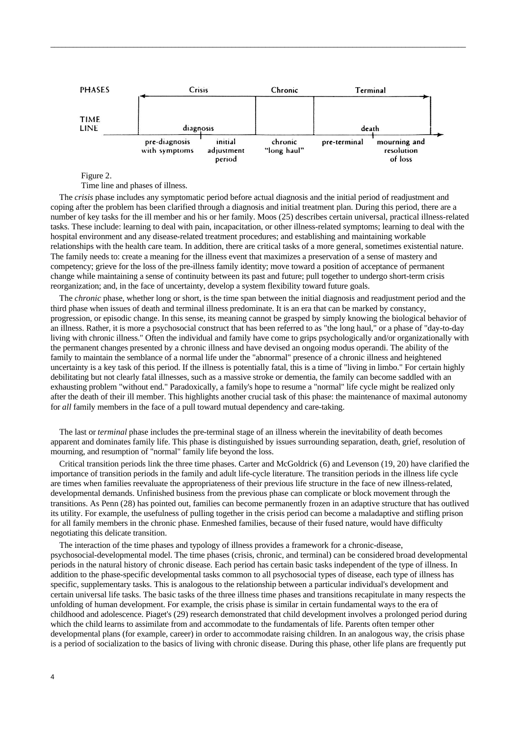PHASES
Crisis
Chronic
Terminal

TIME LINE
diagnosis
death
pre-diagnosis with symptoms
initial adjustment period
chronic "long haul"
pre-terminal
mourning and resolution of loss

Figure 2.
Time line and phases of illness.

The *crisis* phase includes any symptomatic period before actual diagnosis and the initial period of readjustment and coping after the problem has been clarified through a diagnosis and initial treatment plan. During this period, there are a number of key tasks for the ill member and his or her family. Moos (25) describes certain universal, practical illness-related tasks. These include: learning to deal with pain, incapacitation, or other illness-related symptoms; learning to deal with the hospital environment and any disease-related treatment procedures; and establishing and maintaining workable relationships with the health care team. In addition, there are critical tasks of a more general, sometimes existential nature. The family needs to: create a meaning for the illness event that maximizes a preservation of a sense of mastery and competency; grieve for the loss of the pre-illness family identity; move toward a position of acceptance of permanent change while maintaining a sense of continuity between its past and future; pull together to undergo short-term crisis reorganization; and, in the face of uncertainty, develop a system flexibility toward future goals.

The *chronic* phase, whether long or short, is the time span between the initial diagnosis and readjustment period and the third phase when issues of death and terminal illness predominate. It is an era that can be marked by constancy, progression, or episodic change. In this sense, its meaning cannot be grasped by simply knowing the biological behavior of an illness. Rather, it is more a psychosocial construct that has been referred to as "the long haul," or a phase of "day-to-day living with chronic illness." Often the individual and family have come to grips psychologically and/or organizationally with the permanent changes presented by a chronic illness and have devised an ongoing modus operandi. The ability of the family to maintain the semblance of a normal life under the "abnormal" presence of a chronic illness and heightened uncertainty is a key task of this period. If the illness is potentially fatal, this is a time of "living in limbo." For certain highly debilitating but not clearly fatal illnesses, such as a massive stroke or dementia, the family can become saddled with an exhausting problem "without end." Paradoxically, a family's hope to resume a "normal" life cycle might be realized only after the death of their ill member. This highlights another crucial task of this phase: the maintenance of maximal autonomy for *all* family members in the face of a pull toward mutual dependency and care-taking.

The last or *terminal* phase includes the pre-terminal stage of an illness wherein the inevitability of death becomes apparent and dominates family life. This phase is distinguished by issues surrounding separation, death, grief, resolution of mourning, and resumption of "normal" family life beyond the loss.

Critical transition periods link the three time phases. Carter and McGoldrick (6) and Levenson (19, 20) have clarified the importance of transition periods in the family and adult life-cycle literature. The transition periods in the illness life cycle are times when families reevaluate the appropriateness of their previous life structure in the face of new illness-related, developmental demands. Unfinished business from the previous phase can complicate or block movement through the transitions. As Penn (28) has pointed out, families can become permanently frozen in an adaptive structure that has outlived its utility. For example, the usefulness of pulling together in the crisis period can become a maladaptive and stifling prison for all family members in the chronic phase. Enmeshed families, because of their fused nature, would have difficulty negotiating this delicate transition.

The interaction of the time phases and typology of illness provides a framework for a chronic-disease, psychosocial-developmental model. The time phases (crisis, chronic, and terminal) can be considered broad developmental periods in the natural history of chronic disease. Each period has certain basic tasks independent of the type of illness. In addition to the phase-specific developmental tasks common to all psychosocial types of disease, each type of illness has specific, supplementary tasks. This is analogous to the relationship between a particular individual's development and certain universal life tasks. The basic tasks of the three illness time phases and transitions recapitulate in many respects the unfolding of human development. For example, the crisis phase is similar in certain fundamental ways to the era of childhood and adolescence. Piaget's (29) research demonstrated that child development involves a prolonged period during which the child learns to assimilate from and accommodate to the fundamentals of life. Parents often temper other developmental plans (for example, career) in order to accommodate raising children. In an analogous way, the crisis phase is a period of socialization to the basics of living with chronic disease. During this phase, other life plans are frequently put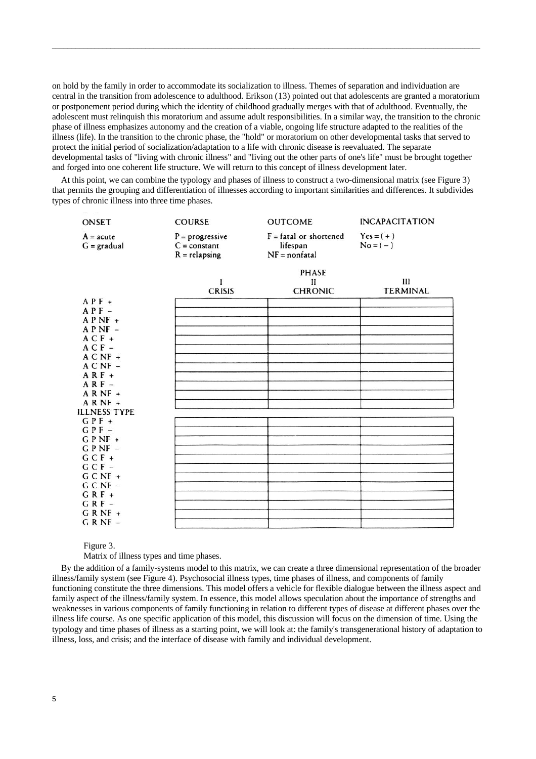on hold by the family in order to accommodate its socialization to illness. Themes of separation and individuation are central in the transition from adolescence to adulthood. Erikson (13) pointed out that adolescents are granted a moratorium or postponement period during which the identity of childhood gradually merges with that of adulthood. Eventually, the adolescent must relinquish this moratorium and assume adult responsibilities. In a similar way, the transition to the chronic phase of illness emphasizes autonomy and the creation of a viable, ongoing life structure adapted to the realities of the illness (life). In the transition to the chronic phase, the "hold" or moratorium on other developmental tasks that served to protect the initial period of socialization/adaptation to a life with chronic disease is reevaluated. The separate developmental tasks of "living with chronic illness" and "living out the other parts of one's life" must be brought together and forged into one coherent life structure. We will return to this concept of illness development later.

At this point, we can combine the typology and phases of illness to construct a two-dimensional matrix (see Figure 3) that permits the grouping and differentiation of illnesses according to important similarities and differences. It subdivides types of chronic illness into three time phases.

| ONSET | COURSE | OUTCOME | INCAPACITATION |
|---|---|---|---|
| A = acute | P = progressive | F = fatal or shortened lifespan | Yes = ( + ) |
| G = gradual | C = constant | NF = nonfatal | No = ( − ) |
| | R = relapsing | | |

| ILLNESS TYPE | PHASE I CRISIS | PHASE II CHRONIC | PHASE III TERMINAL |
|---|---|---|---|
| A P F + | | | |
| A P F − | | | |
| A P NF + | | | |
| A P NF − | | | |
| A C F + | | | |
| A C F − | | | |
| A C NF + | | | |
| A C NF − | | | |
| A R F + | | | |
| A R F − | | | |
| A R NF + | | | |
| A R NF + | | | |
| G P F + | | | |
| G P F − | | | |
| G P NF + | | | |
| G P NF − | | | |
| G C F + | | | |
| G C F − | | | |
| G C NF + | | | |
| G C NF − | | | |
| G R F + | | | |
| G R F − | | | |
| G R NF + | | | |
| G R NF − | | | |

Figure 3.

Matrix of illness types and time phases.

By the addition of a family-systems model to this matrix, we can create a three dimensional representation of the broader illness/family system (see Figure 4). Psychosocial illness types, time phases of illness, and components of family functioning constitute the three dimensions. This model offers a vehicle for flexible dialogue between the illness aspect and family aspect of the illness/family system. In essence, this model allows speculation about the importance of strengths and weaknesses in various components of family functioning in relation to different types of disease at different phases over the illness life course. As one specific application of this model, this discussion will focus on the dimension of time. Using the typology and time phases of illness as a starting point, we will look at: the family's transgenerational history of adaptation to illness, loss, and crisis; and the interface of disease with family and individual development.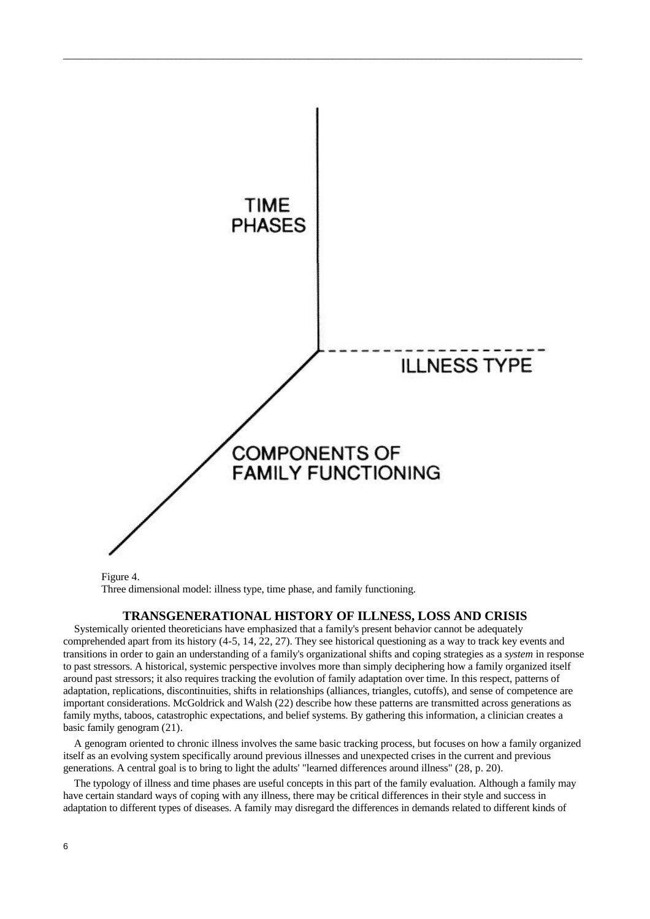TIME PHASES

ILLNESS TYPE

COMPONENTS OF FAMILY FUNCTIONING

Figure 4.
Three dimensional model: illness type, time phase, and family functioning.

## TRANSGENERATIONAL HISTORY OF ILLNESS, LOSS AND CRISIS

Systemically oriented theoreticians have emphasized that a family's present behavior cannot be adequately comprehended apart from its history (4-5, 14, 22, 27). They see historical questioning as a way to track key events and transitions in order to gain an understanding of a family's organizational shifts and coping strategies as a *system* in response to past stressors. A historical, systemic perspective involves more than simply deciphering how a family organized itself around past stressors; it also requires tracking the evolution of family adaptation over time. In this respect, patterns of adaptation, replications, discontinuities, shifts in relationships (alliances, triangles, cutoffs), and sense of competence are important considerations. McGoldrick and Walsh (22) describe how these patterns are transmitted across generations as family myths, taboos, catastrophic expectations, and belief systems. By gathering this information, a clinician creates a basic family genogram (21).

A genogram oriented to chronic illness involves the same basic tracking process, but focuses on how a family organized itself as an evolving system specifically around previous illnesses and unexpected crises in the current and previous generations. A central goal is to bring to light the adults' "learned differences around illness" (28, p. 20).

The typology of illness and time phases are useful concepts in this part of the family evaluation. Although a family may have certain standard ways of coping with any illness, there may be critical differences in their style and success in adaptation to different types of diseases. A family may disregard the differences in demands related to different kinds of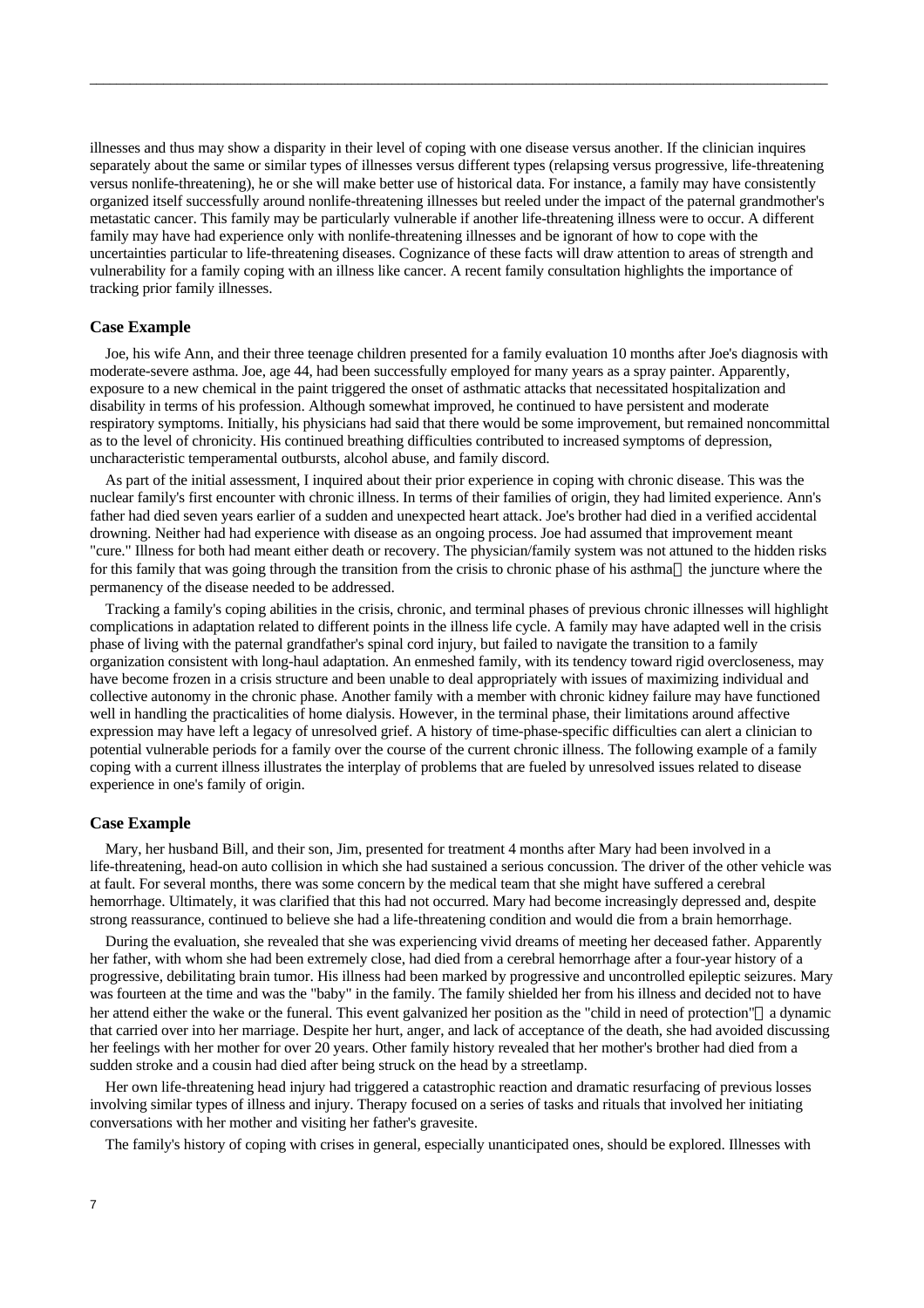illnesses and thus may show a disparity in their level of coping with one disease versus another. If the clinician inquires separately about the same or similar types of illnesses versus different types (relapsing versus progressive, life-threatening versus nonlife-threatening), he or she will make better use of historical data. For instance, a family may have consistently organized itself successfully around nonlife-threatening illnesses but reeled under the impact of the paternal grandmother's metastatic cancer. This family may be particularly vulnerable if another life-threatening illness were to occur. A different family may have had experience only with nonlife-threatening illnesses and be ignorant of how to cope with the uncertainties particular to life-threatening diseases. Cognizance of these facts will draw attention to areas of strength and vulnerability for a family coping with an illness like cancer. A recent family consultation highlights the importance of tracking prior family illnesses.

### Case Example

Joe, his wife Ann, and their three teenage children presented for a family evaluation 10 months after Joe's diagnosis with moderate-severe asthma. Joe, age 44, had been successfully employed for many years as a spray painter. Apparently, exposure to a new chemical in the paint triggered the onset of asthmatic attacks that necessitated hospitalization and disability in terms of his profession. Although somewhat improved, he continued to have persistent and moderate respiratory symptoms. Initially, his physicians had said that there would be some improvement, but remained noncommittal as to the level of chronicity. His continued breathing difficulties contributed to increased symptoms of depression, uncharacteristic temperamental outbursts, alcohol abuse, and family discord.

As part of the initial assessment, I inquired about their prior experience in coping with chronic disease. This was the nuclear family's first encounter with chronic illness. In terms of their families of origin, they had limited experience. Ann's father had died seven years earlier of a sudden and unexpected heart attack. Joe's brother had died in a verified accidental drowning. Neither had had experience with disease as an ongoing process. Joe had assumed that improvement meant "cure." Illness for both had meant either death or recovery. The physician/family system was not attuned to the hidden risks for this family that was going through the transition from the crisis to chronic phase of his asthma—the juncture where the permanency of the disease needed to be addressed.

Tracking a family's coping abilities in the crisis, chronic, and terminal phases of previous chronic illnesses will highlight complications in adaptation related to different points in the illness life cycle. A family may have adapted well in the crisis phase of living with the paternal grandfather's spinal cord injury, but failed to navigate the transition to a family organization consistent with long-haul adaptation. An enmeshed family, with its tendency toward rigid overcloseness, may have become frozen in a crisis structure and been unable to deal appropriately with issues of maximizing individual and collective autonomy in the chronic phase. Another family with a member with chronic kidney failure may have functioned well in handling the practicalities of home dialysis. However, in the terminal phase, their limitations around affective expression may have left a legacy of unresolved grief. A history of time-phase-specific difficulties can alert a clinician to potential vulnerable periods for a family over the course of the current chronic illness. The following example of a family coping with a current illness illustrates the interplay of problems that are fueled by unresolved issues related to disease experience in one's family of origin.

### Case Example

Mary, her husband Bill, and their son, Jim, presented for treatment 4 months after Mary had been involved in a life-threatening, head-on auto collision in which she had sustained a serious concussion. The driver of the other vehicle was at fault. For several months, there was some concern by the medical team that she might have suffered a cerebral hemorrhage. Ultimately, it was clarified that this had not occurred. Mary had become increasingly depressed and, despite strong reassurance, continued to believe she had a life-threatening condition and would die from a brain hemorrhage.

During the evaluation, she revealed that she was experiencing vivid dreams of meeting her deceased father. Apparently her father, with whom she had been extremely close, had died from a cerebral hemorrhage after a four-year history of a progressive, debilitating brain tumor. His illness had been marked by progressive and uncontrolled epileptic seizures. Mary was fourteen at the time and was the "baby" in the family. The family shielded her from his illness and decided not to have her attend either the wake or the funeral. This event galvanized her position as the "child in need of protection"—a dynamic that carried over into her marriage. Despite her hurt, anger, and lack of acceptance of the death, she had avoided discussing her feelings with her mother for over 20 years. Other family history revealed that her mother's brother had died from a sudden stroke and a cousin had died after being struck on the head by a streetlamp.

Her own life-threatening head injury had triggered a catastrophic reaction and dramatic resurfacing of previous losses involving similar types of illness and injury. Therapy focused on a series of tasks and rituals that involved her initiating conversations with her mother and visiting her father's gravesite.

The family's history of coping with crises in general, especially unanticipated ones, should be explored. Illnesses with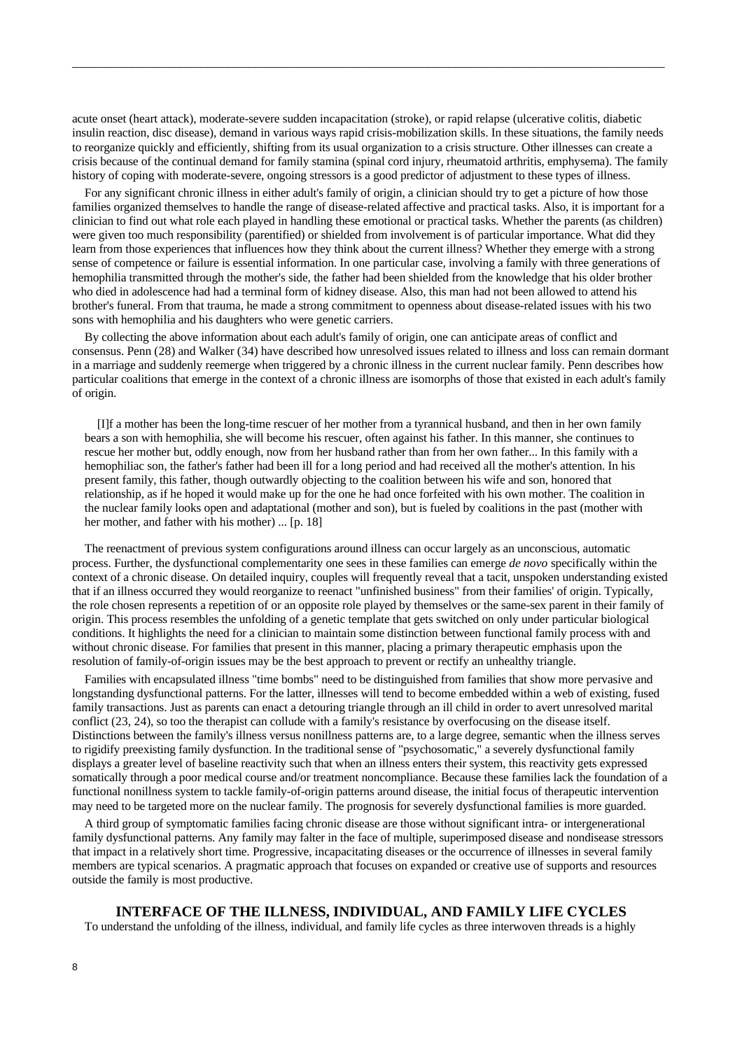acute onset (heart attack), moderate-severe sudden incapacitation (stroke), or rapid relapse (ulcerative colitis, diabetic insulin reaction, disc disease), demand in various ways rapid crisis-mobilization skills. In these situations, the family needs to reorganize quickly and efficiently, shifting from its usual organization to a crisis structure. Other illnesses can create a crisis because of the continual demand for family stamina (spinal cord injury, rheumatoid arthritis, emphysema). The family history of coping with moderate-severe, ongoing stressors is a good predictor of adjustment to these types of illness.

For any significant chronic illness in either adult's family of origin, a clinician should try to get a picture of how those families organized themselves to handle the range of disease-related affective and practical tasks. Also, it is important for a clinician to find out what role each played in handling these emotional or practical tasks. Whether the parents (as children) were given too much responsibility (parentified) or shielded from involvement is of particular importance. What did they learn from those experiences that influences how they think about the current illness? Whether they emerge with a strong sense of competence or failure is essential information. In one particular case, involving a family with three generations of hemophilia transmitted through the mother's side, the father had been shielded from the knowledge that his older brother who died in adolescence had had a terminal form of kidney disease. Also, this man had not been allowed to attend his brother's funeral. From that trauma, he made a strong commitment to openness about disease-related issues with his two sons with hemophilia and his daughters who were genetic carriers.

By collecting the above information about each adult's family of origin, one can anticipate areas of conflict and consensus. Penn (28) and Walker (34) have described how unresolved issues related to illness and loss can remain dormant in a marriage and suddenly reemerge when triggered by a chronic illness in the current nuclear family. Penn describes how particular coalitions that emerge in the context of a chronic illness are isomorphs of those that existed in each adult's family of origin.

> [I]f a mother has been the long-time rescuer of her mother from a tyrannical husband, and then in her own family bears a son with hemophilia, she will become his rescuer, often against his father. In this manner, she continues to rescue her mother but, oddly enough, now from her husband rather than from her own father... In this family with a hemophiliac son, the father's father had been ill for a long period and had received all the mother's attention. In his present family, this father, though outwardly objecting to the coalition between his wife and son, honored that relationship, as if he hoped it would make up for the one he had once forfeited with his own mother. The coalition in the nuclear family looks open and adaptational (mother and son), but is fueled by coalitions in the past (mother with her mother, and father with his mother) ... [p. 18]

The reenactment of previous system configurations around illness can occur largely as an unconscious, automatic process. Further, the dysfunctional complementarity one sees in these families can emerge *de novo* specifically within the context of a chronic disease. On detailed inquiry, couples will frequently reveal that a tacit, unspoken understanding existed that if an illness occurred they would reorganize to reenact "unfinished business" from their families' of origin. Typically, the role chosen represents a repetition of or an opposite role played by themselves or the same-sex parent in their family of origin. This process resembles the unfolding of a genetic template that gets switched on only under particular biological conditions. It highlights the need for a clinician to maintain some distinction between functional family process with and without chronic disease. For families that present in this manner, placing a primary therapeutic emphasis upon the resolution of family-of-origin issues may be the best approach to prevent or rectify an unhealthy triangle.

Families with encapsulated illness "time bombs" need to be distinguished from families that show more pervasive and longstanding dysfunctional patterns. For the latter, illnesses will tend to become embedded within a web of existing, fused family transactions. Just as parents can enact a detouring triangle through an ill child in order to avert unresolved marital conflict (23, 24), so too the therapist can collude with a family's resistance by overfocusing on the disease itself. Distinctions between the family's illness versus nonillness patterns are, to a large degree, semantic when the illness serves to rigidify preexisting family dysfunction. In the traditional sense of "psychosomatic," a severely dysfunctional family displays a greater level of baseline reactivity such that when an illness enters their system, this reactivity gets expressed somatically through a poor medical course and/or treatment noncompliance. Because these families lack the foundation of a functional nonillness system to tackle family-of-origin patterns around disease, the initial focus of therapeutic intervention may need to be targeted more on the nuclear family. The prognosis for severely dysfunctional families is more guarded.

A third group of symptomatic families facing chronic disease are those without significant intra- or intergenerational family dysfunctional patterns. Any family may falter in the face of multiple, superimposed disease and nondisease stressors that impact in a relatively short time. Progressive, incapacitating diseases or the occurrence of illnesses in several family members are typical scenarios. A pragmatic approach that focuses on expanded or creative use of supports and resources outside the family is most productive.

## INTERFACE OF THE ILLNESS, INDIVIDUAL, AND FAMILY LIFE CYCLES

To understand the unfolding of the illness, individual, and family life cycles as three interwoven threads is a highly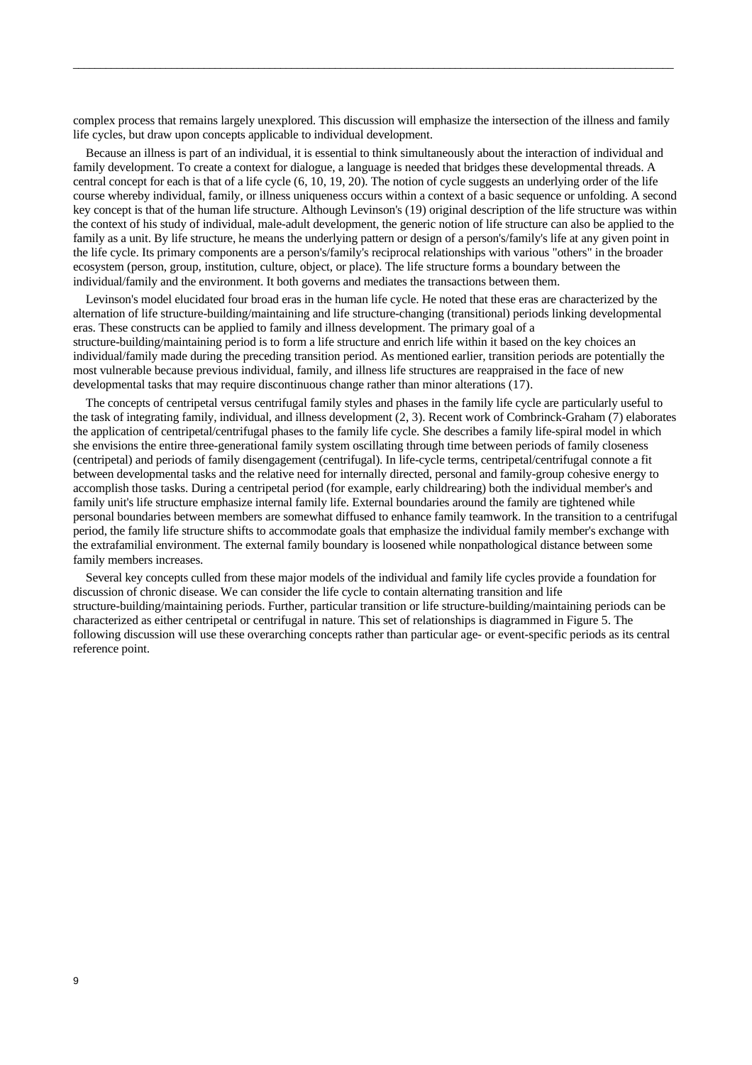complex process that remains largely unexplored. This discussion will emphasize the intersection of the illness and family life cycles, but draw upon concepts applicable to individual development.

Because an illness is part of an individual, it is essential to think simultaneously about the interaction of individual and family development. To create a context for dialogue, a language is needed that bridges these developmental threads. A central concept for each is that of a life cycle (6, 10, 19, 20). The notion of cycle suggests an underlying order of the life course whereby individual, family, or illness uniqueness occurs within a context of a basic sequence or unfolding. A second key concept is that of the human life structure. Although Levinson's (19) original description of the life structure was within the context of his study of individual, male-adult development, the generic notion of life structure can also be applied to the family as a unit. By life structure, he means the underlying pattern or design of a person's/family's life at any given point in the life cycle. Its primary components are a person's/family's reciprocal relationships with various "others" in the broader ecosystem (person, group, institution, culture, object, or place). The life structure forms a boundary between the individual/family and the environment. It both governs and mediates the transactions between them.

Levinson's model elucidated four broad eras in the human life cycle. He noted that these eras are characterized by the alternation of life structure-building/maintaining and life structure-changing (transitional) periods linking developmental eras. These constructs can be applied to family and illness development. The primary goal of a structure-building/maintaining period is to form a life structure and enrich life within it based on the key choices an individual/family made during the preceding transition period. As mentioned earlier, transition periods are potentially the most vulnerable because previous individual, family, and illness life structures are reappraised in the face of new developmental tasks that may require discontinuous change rather than minor alterations (17).

The concepts of centripetal versus centrifugal family styles and phases in the family life cycle are particularly useful to the task of integrating family, individual, and illness development (2, 3). Recent work of Combrinck-Graham (7) elaborates the application of centripetal/centrifugal phases to the family life cycle. She describes a family life-spiral model in which she envisions the entire three-generational family system oscillating through time between periods of family closeness (centripetal) and periods of family disengagement (centrifugal). In life-cycle terms, centripetal/centrifugal connote a fit between developmental tasks and the relative need for internally directed, personal and family-group cohesive energy to accomplish those tasks. During a centripetal period (for example, early childrearing) both the individual member's and family unit's life structure emphasize internal family life. External boundaries around the family are tightened while personal boundaries between members are somewhat diffused to enhance family teamwork. In the transition to a centrifugal period, the family life structure shifts to accommodate goals that emphasize the individual family member's exchange with the extrafamilial environment. The external family boundary is loosened while nonpathological distance between some family members increases.

Several key concepts culled from these major models of the individual and family life cycles provide a foundation for discussion of chronic disease. We can consider the life cycle to contain alternating transition and life structure-building/maintaining periods. Further, particular transition or life structure-building/maintaining periods can be characterized as either centripetal or centrifugal in nature. This set of relationships is diagrammed in Figure 5. The following discussion will use these overarching concepts rather than particular age- or event-specific periods as its central reference point.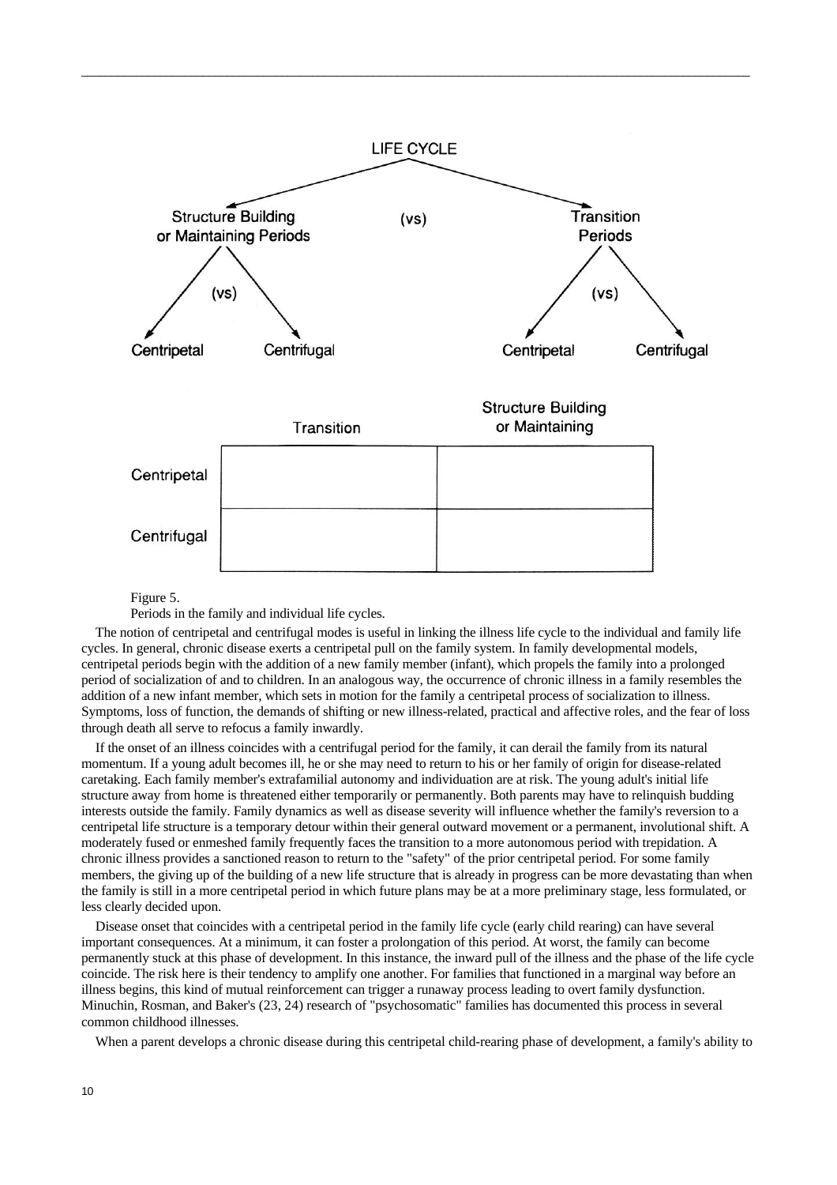LIFE CYCLE

Structure Building or Maintaining Periods

(vs)

Transition Periods

(vs)

Centripetal

Centrifugal

(vs)

Centripetal

Centrifugal

| | Transition | Structure Building or Maintaining |
|---|---|---|
| Centripetal | | |
| Centrifugal | | |

Figure 5.

Periods in the family and individual life cycles.

The notion of centripetal and centrifugal modes is useful in linking the illness life cycle to the individual and family life cycles. In general, chronic disease exerts a centripetal pull on the family system. In family developmental models, centripetal periods begin with the addition of a new family member (infant), which propels the family into a prolonged period of socialization of and to children. In an analogous way, the occurrence of chronic illness in a family resembles the addition of a new infant member, which sets in motion for the family a centripetal process of socialization to illness. Symptoms, loss of function, the demands of shifting or new illness-related, practical and affective roles, and the fear of loss through death all serve to refocus a family inwardly.

If the onset of an illness coincides with a centrifugal period for the family, it can derail the family from its natural momentum. If a young adult becomes ill, he or she may need to return to his or her family of origin for disease-related caretaking. Each family member's extrafamilial autonomy and individuation are at risk. The young adult's initial life structure away from home is threatened either temporarily or permanently. Both parents may have to relinquish budding interests outside the family. Family dynamics as well as disease severity will influence whether the family's reversion to a centripetal life structure is a temporary detour within their general outward movement or a permanent, involutional shift. A moderately fused or enmeshed family frequently faces the transition to a more autonomous period with trepidation. A chronic illness provides a sanctioned reason to return to the "safety" of the prior centripetal period. For some family members, the giving up of the building of a new life structure that is already in progress can be more devastating than when the family is still in a more centripetal period in which future plans may be at a more preliminary stage, less formulated, or less clearly decided upon.

Disease onset that coincides with a centripetal period in the family life cycle (early child rearing) can have several important consequences. At a minimum, it can foster a prolongation of this period. At worst, the family can become permanently stuck at this phase of development. In this instance, the inward pull of the illness and the phase of the life cycle coincide. The risk here is their tendency to amplify one another. For families that functioned in a marginal way before an illness begins, this kind of mutual reinforcement can trigger a runaway process leading to overt family dysfunction. Minuchin, Rosman, and Baker's (23, 24) research of "psychosomatic" families has documented this process in several common childhood illnesses.

When a parent develops a chronic disease during this centripetal child-rearing phase of development, a family's ability to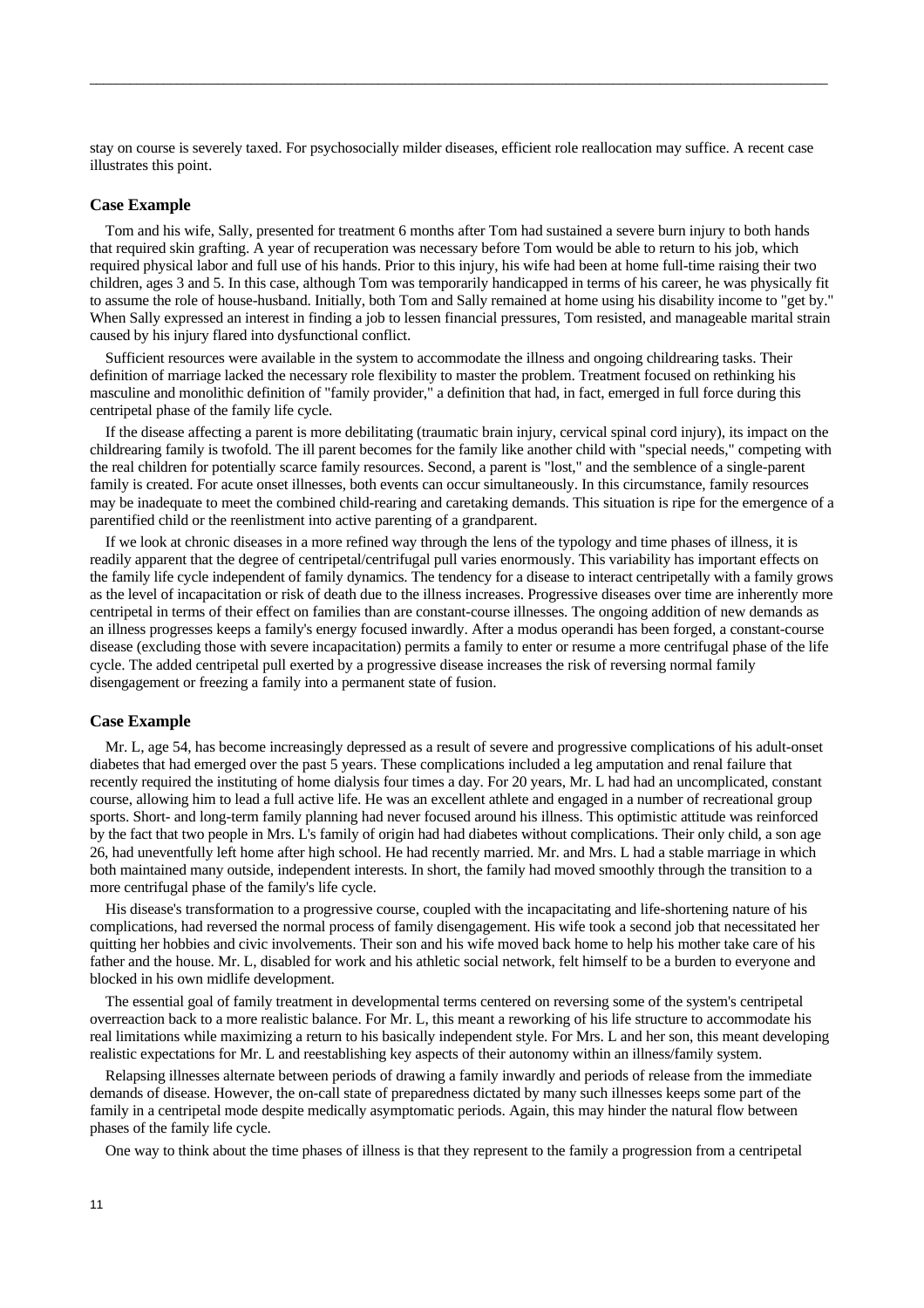stay on course is severely taxed. For psychosocially milder diseases, efficient role reallocation may suffice. A recent case illustrates this point.

### Case Example

Tom and his wife, Sally, presented for treatment 6 months after Tom had sustained a severe burn injury to both hands that required skin grafting. A year of recuperation was necessary before Tom would be able to return to his job, which required physical labor and full use of his hands. Prior to this injury, his wife had been at home full-time raising their two children, ages 3 and 5. In this case, although Tom was temporarily handicapped in terms of his career, he was physically fit to assume the role of house-husband. Initially, both Tom and Sally remained at home using his disability income to "get by." When Sally expressed an interest in finding a job to lessen financial pressures, Tom resisted, and manageable marital strain caused by his injury flared into dysfunctional conflict.

Sufficient resources were available in the system to accommodate the illness and ongoing childrearing tasks. Their definition of marriage lacked the necessary role flexibility to master the problem. Treatment focused on rethinking his masculine and monolithic definition of "family provider," a definition that had, in fact, emerged in full force during this centripetal phase of the family life cycle.

If the disease affecting a parent is more debilitating (traumatic brain injury, cervical spinal cord injury), its impact on the childrearing family is twofold. The ill parent becomes for the family like another child with "special needs," competing with the real children for potentially scarce family resources. Second, a parent is "lost," and the semblence of a single-parent family is created. For acute onset illnesses, both events can occur simultaneously. In this circumstance, family resources may be inadequate to meet the combined child-rearing and caretaking demands. This situation is ripe for the emergence of a parentified child or the reenlistment into active parenting of a grandparent.

If we look at chronic diseases in a more refined way through the lens of the typology and time phases of illness, it is readily apparent that the degree of centripetal/centrifugal pull varies enormously. This variability has important effects on the family life cycle independent of family dynamics. The tendency for a disease to interact centripetally with a family grows as the level of incapacitation or risk of death due to the illness increases. Progressive diseases over time are inherently more centripetal in terms of their effect on families than are constant-course illnesses. The ongoing addition of new demands as an illness progresses keeps a family's energy focused inwardly. After a modus operandi has been forged, a constant-course disease (excluding those with severe incapacitation) permits a family to enter or resume a more centrifugal phase of the life cycle. The added centripetal pull exerted by a progressive disease increases the risk of reversing normal family disengagement or freezing a family into a permanent state of fusion.

### Case Example

Mr. L, age 54, has become increasingly depressed as a result of severe and progressive complications of his adult-onset diabetes that had emerged over the past 5 years. These complications included a leg amputation and renal failure that recently required the instituting of home dialysis four times a day. For 20 years, Mr. L had had an uncomplicated, constant course, allowing him to lead a full active life. He was an excellent athlete and engaged in a number of recreational group sports. Short- and long-term family planning had never focused around his illness. This optimistic attitude was reinforced by the fact that two people in Mrs. L's family of origin had had diabetes without complications. Their only child, a son age 26, had uneventfully left home after high school. He had recently married. Mr. and Mrs. L had a stable marriage in which both maintained many outside, independent interests. In short, the family had moved smoothly through the transition to a more centrifugal phase of the family's life cycle.

His disease's transformation to a progressive course, coupled with the incapacitating and life-shortening nature of his complications, had reversed the normal process of family disengagement. His wife took a second job that necessitated her quitting her hobbies and civic involvements. Their son and his wife moved back home to help his mother take care of his father and the house. Mr. L, disabled for work and his athletic social network, felt himself to be a burden to everyone and blocked in his own midlife development.

The essential goal of family treatment in developmental terms centered on reversing some of the system's centripetal overreaction back to a more realistic balance. For Mr. L, this meant a reworking of his life structure to accommodate his real limitations while maximizing a return to his basically independent style. For Mrs. L and her son, this meant developing realistic expectations for Mr. L and reestablishing key aspects of their autonomy within an illness/family system.

Relapsing illnesses alternate between periods of drawing a family inwardly and periods of release from the immediate demands of disease. However, the on-call state of preparedness dictated by many such illnesses keeps some part of the family in a centripetal mode despite medically asymptomatic periods. Again, this may hinder the natural flow between phases of the family life cycle.

One way to think about the time phases of illness is that they represent to the family a progression from a centripetal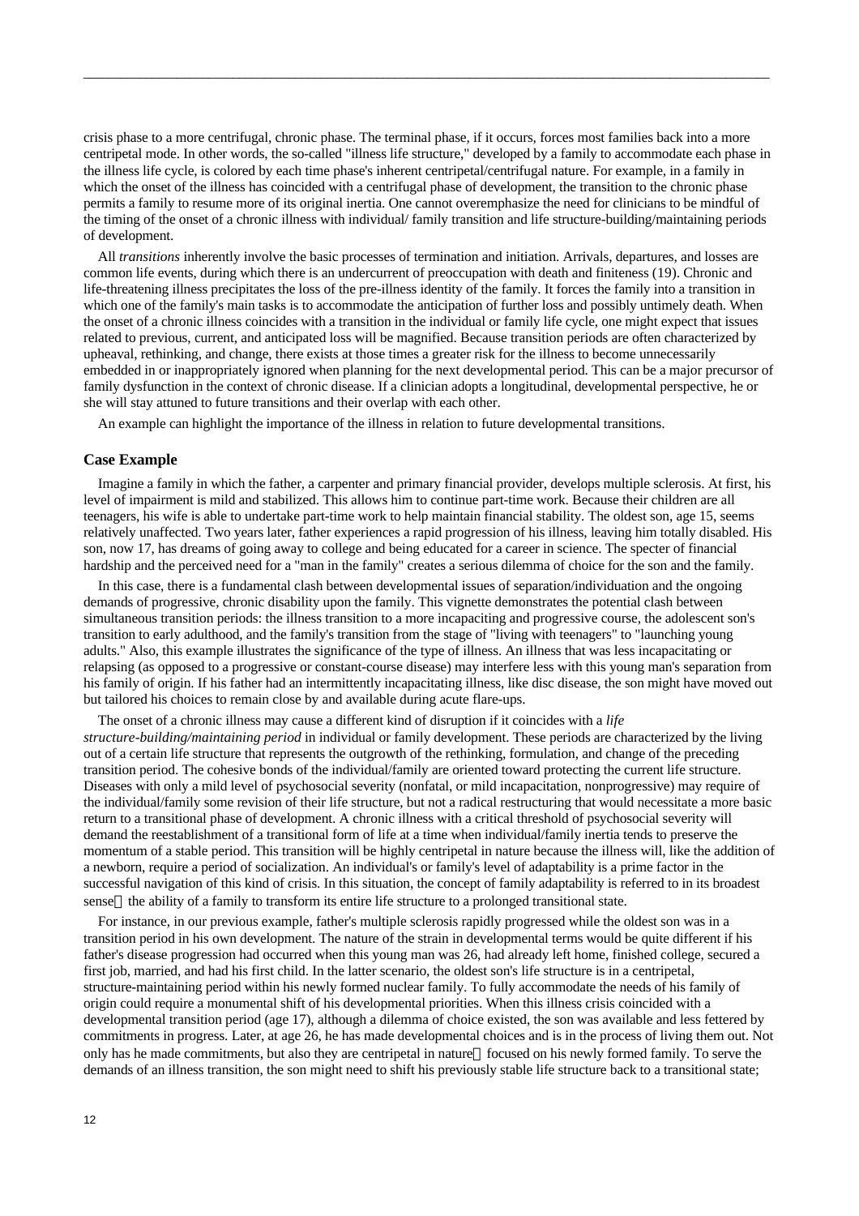crisis phase to a more centrifugal, chronic phase. The terminal phase, if it occurs, forces most families back into a more centripetal mode. In other words, the so-called "illness life structure," developed by a family to accommodate each phase in the illness life cycle, is colored by each time phase's inherent centripetal/centrifugal nature. For example, in a family in which the onset of the illness has coincided with a centrifugal phase of development, the transition to the chronic phase permits a family to resume more of its original inertia. One cannot overemphasize the need for clinicians to be mindful of the timing of the onset of a chronic illness with individual/ family transition and life structure-building/maintaining periods of development.

All *transitions* inherently involve the basic processes of termination and initiation. Arrivals, departures, and losses are common life events, during which there is an undercurrent of preoccupation with death and finiteness (19). Chronic and life-threatening illness precipitates the loss of the pre-illness identity of the family. It forces the family into a transition in which one of the family's main tasks is to accommodate the anticipation of further loss and possibly untimely death. When the onset of a chronic illness coincides with a transition in the individual or family life cycle, one might expect that issues related to previous, current, and anticipated loss will be magnified. Because transition periods are often characterized by upheaval, rethinking, and change, there exists at those times a greater risk for the illness to become unnecessarily embedded in or inappropriately ignored when planning for the next developmental period. This can be a major precursor of family dysfunction in the context of chronic disease. If a clinician adopts a longitudinal, developmental perspective, he or she will stay attuned to future transitions and their overlap with each other.

An example can highlight the importance of the illness in relation to future developmental transitions.

### Case Example

Imagine a family in which the father, a carpenter and primary financial provider, develops multiple sclerosis. At first, his level of impairment is mild and stabilized. This allows him to continue part-time work. Because their children are all teenagers, his wife is able to undertake part-time work to help maintain financial stability. The oldest son, age 15, seems relatively unaffected. Two years later, father experiences a rapid progression of his illness, leaving him totally disabled. His son, now 17, has dreams of going away to college and being educated for a career in science. The specter of financial hardship and the perceived need for a "man in the family" creates a serious dilemma of choice for the son and the family.

In this case, there is a fundamental clash between developmental issues of separation/individuation and the ongoing demands of progressive, chronic disability upon the family. This vignette demonstrates the potential clash between simultaneous transition periods: the illness transition to a more incapacitating and progressive course, the adolescent son's transition to early adulthood, and the family's transition from the stage of "living with teenagers" to "launching young adults." Also, this example illustrates the significance of the type of illness. An illness that was less incapacitating or relapsing (as opposed to a progressive or constant-course disease) may interfere less with this young man's separation from his family of origin. If his father had an intermittently incapacitating illness, like disc disease, the son might have moved out but tailored his choices to remain close by and available during acute flare-ups.

The onset of a chronic illness may cause a different kind of disruption if it coincides with a *life structure-building/maintaining period* in individual or family development. These periods are characterized by the living out of a certain life structure that represents the outgrowth of the rethinking, formulation, and change of the preceding transition period. The cohesive bonds of the individual/family are oriented toward protecting the current life structure. Diseases with only a mild level of psychosocial severity (nonfatal, or mild incapacitation, nonprogressive) may require of the individual/family some revision of their life structure, but not a radical restructuring that would necessitate a more basic return to a transitional phase of development. A chronic illness with a critical threshold of psychosocial severity will demand the reestablishment of a transitional form of life at a time when individual/family inertia tends to preserve the momentum of a stable period. This transition will be highly centripetal in nature because the illness will, like the addition of a newborn, require a period of socialization. An individual's or family's level of adaptability is a prime factor in the successful navigation of this kind of crisis. In this situation, the concept of family adaptability is referred to in its broadest sense—the ability of a family to transform its entire life structure to a prolonged transitional state.

For instance, in our previous example, father's multiple sclerosis rapidly progressed while the oldest son was in a transition period in his own development. The nature of the strain in developmental terms would be quite different if his father's disease progression had occurred when this young man was 26, had already left home, finished college, secured a first job, married, and had his first child. In the latter scenario, the oldest son's life structure is in a centripetal, structure-maintaining period within his newly formed nuclear family. To fully accommodate the needs of his family of origin could require a monumental shift of his developmental priorities. When this illness crisis coincided with a developmental transition period (age 17), although a dilemma of choice existed, the son was available and less fettered by commitments in progress. Later, at age 26, he has made developmental choices and is in the process of living them out. Not only has he made commitments, but also they are centripetal in nature—focused on his newly formed family. To serve the demands of an illness transition, the son might need to shift his previously stable life structure back to a transitional state;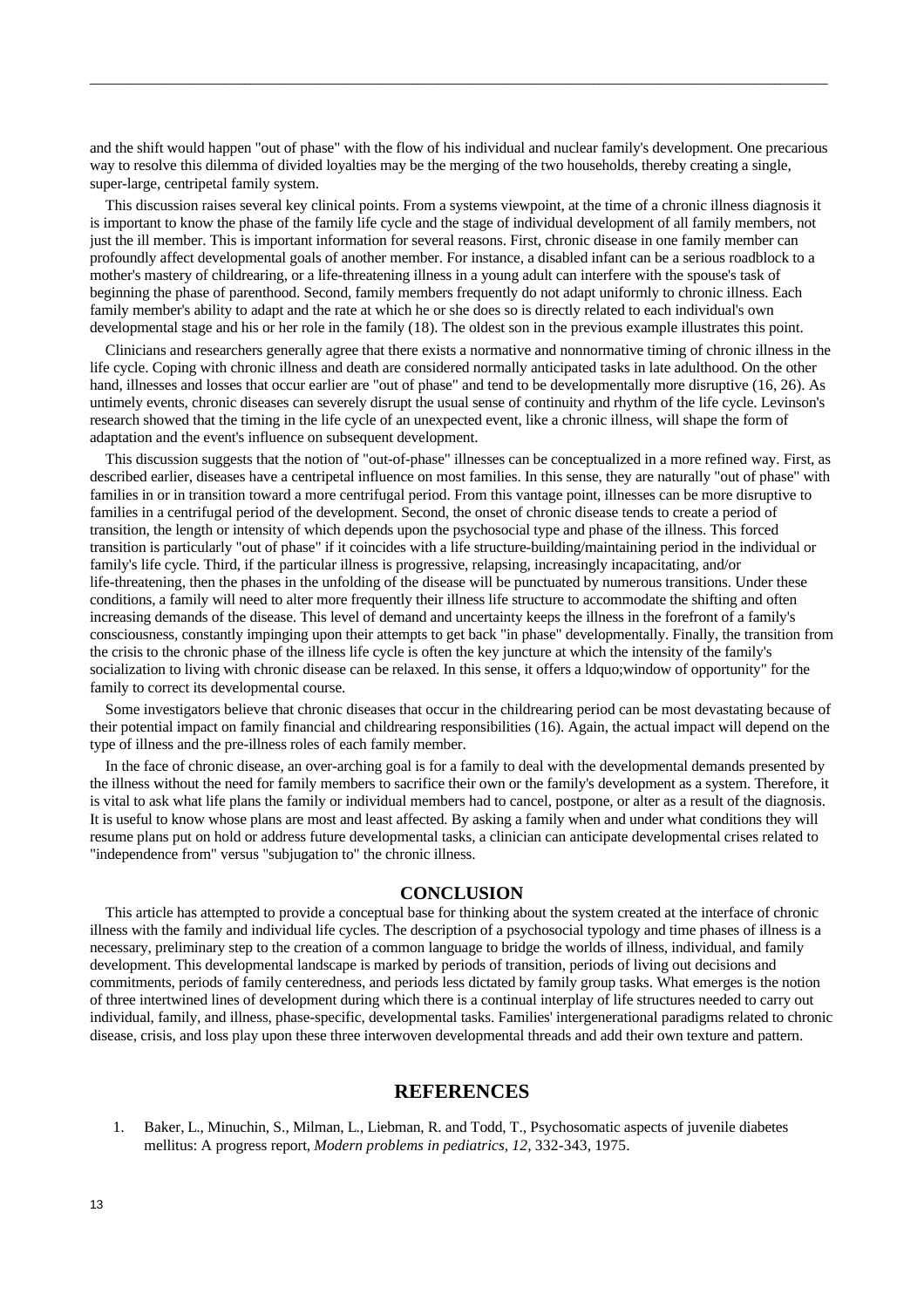and the shift would happen "out of phase" with the flow of his individual and nuclear family's development. One precarious way to resolve this dilemma of divided loyalties may be the merging of the two households, thereby creating a single, super-large, centripetal family system.

This discussion raises several key clinical points. From a systems viewpoint, at the time of a chronic illness diagnosis it is important to know the phase of the family life cycle and the stage of individual development of all family members, not just the ill member. This is important information for several reasons. First, chronic disease in one family member can profoundly affect developmental goals of another member. For instance, a disabled infant can be a serious roadblock to a mother's mastery of childrearing, or a life-threatening illness in a young adult can interfere with the spouse's task of beginning the phase of parenthood. Second, family members frequently do not adapt uniformly to chronic illness. Each family member's ability to adapt and the rate at which he or she does so is directly related to each individual's own developmental stage and his or her role in the family (18). The oldest son in the previous example illustrates this point.

Clinicians and researchers generally agree that there exists a normative and nonnormative timing of chronic illness in the life cycle. Coping with chronic illness and death are considered normally anticipated tasks in late adulthood. On the other hand, illnesses and losses that occur earlier are "out of phase" and tend to be developmentally more disruptive (16, 26). As untimely events, chronic diseases can severely disrupt the usual sense of continuity and rhythm of the life cycle. Levinson's research showed that the timing in the life cycle of an unexpected event, like a chronic illness, will shape the form of adaptation and the event's influence on subsequent development.

This discussion suggests that the notion of "out-of-phase" illnesses can be conceptualized in a more refined way. First, as described earlier, diseases have a centripetal influence on most families. In this sense, they are naturally "out of phase" with families in or in transition toward a more centrifugal period. From this vantage point, illnesses can be more disruptive to families in a centrifugal period of the development. Second, the onset of chronic disease tends to create a period of transition, the length or intensity of which depends upon the psychosocial type and phase of the illness. This forced transition is particularly "out of phase" if it coincides with a life structure-building/maintaining period in the individual or family's life cycle. Third, if the particular illness is progressive, relapsing, increasingly incapacitating, and/or life-threatening, then the phases in the unfolding of the disease will be punctuated by numerous transitions. Under these conditions, a family will need to alter more frequently their illness life structure to accommodate the shifting and often increasing demands of the disease. This level of demand and uncertainty keeps the illness in the forefront of a family's consciousness, constantly impinging upon their attempts to get back "in phase" developmentally. Finally, the transition from the crisis to the chronic phase of the illness life cycle is often the key juncture at which the intensity of the family's socialization to living with chronic disease can be relaxed. In this sense, it offers a ldquo;window of opportunity" for the family to correct its developmental course.

Some investigators believe that chronic diseases that occur in the childrearing period can be most devastating because of their potential impact on family financial and childrearing responsibilities (16). Again, the actual impact will depend on the type of illness and the pre-illness roles of each family member.

In the face of chronic disease, an over-arching goal is for a family to deal with the developmental demands presented by the illness without the need for family members to sacrifice their own or the family's development as a system. Therefore, it is vital to ask what life plans the family or individual members had to cancel, postpone, or alter as a result of the diagnosis. It is useful to know whose plans are most and least affected. By asking a family when and under what conditions they will resume plans put on hold or address future developmental tasks, a clinician can anticipate developmental crises related to "independence from" versus "subjugation to" the chronic illness.

## CONCLUSION

This article has attempted to provide a conceptual base for thinking about the system created at the interface of chronic illness with the family and individual life cycles. The description of a psychosocial typology and time phases of illness is a necessary, preliminary step to the creation of a common language to bridge the worlds of illness, individual, and family development. This developmental landscape is marked by periods of transition, periods of living out decisions and commitments, periods of family centeredness, and periods less dictated by family group tasks. What emerges is the notion of three intertwined lines of development during which there is a continual interplay of life structures needed to carry out individual, family, and illness, phase-specific, developmental tasks. Families' intergenerational paradigms related to chronic disease, crisis, and loss play upon these three interwoven developmental threads and add their own texture and pattern.

## REFERENCES

1. Baker, L., Minuchin, S., Milman, L., Liebman, R. and Todd, T., Psychosomatic aspects of juvenile diabetes mellitus: A progress report, *Modern problems in pediatrics, 12,* 332-343, 1975.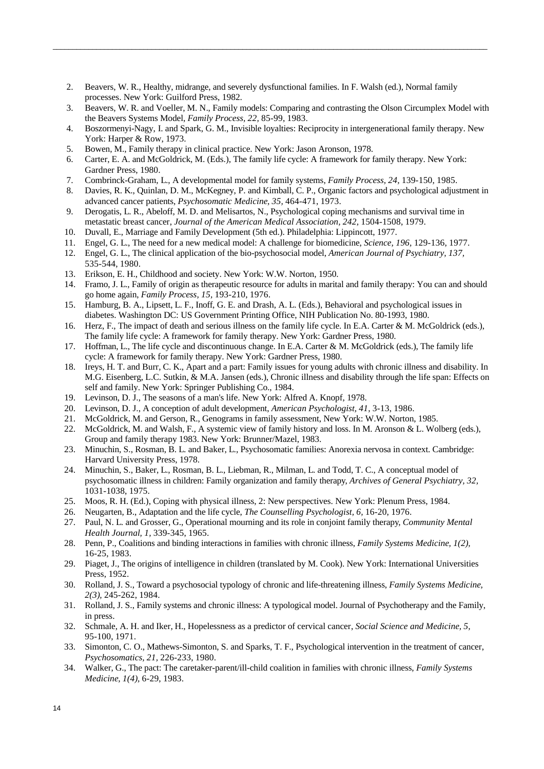2. Beavers, W. R., Healthy, midrange, and severely dysfunctional families. In F. Walsh (ed.), Normal family processes. New York: Guilford Press, 1982.
3. Beavers, W. R. and Voeller, M. N., Family models: Comparing and contrasting the Olson Circumplex Model with the Beavers Systems Model, *Family Process, 22,* 85-99, 1983.
4. Boszormenyi-Nagy, I. and Spark, G. M., Invisible loyalties: Reciprocity in intergenerational family therapy. New York: Harper & Row, 1973.
5. Bowen, M., Family therapy in clinical practice. New York: Jason Aronson, 1978.
6. Carter, E. A. and McGoldrick, M. (Eds.), The family life cycle: A framework for family therapy. New York: Gardner Press, 1980.
7. Combrinck-Graham, L., A developmental model for family systems, *Family Process, 24,* 139-150, 1985.
8. Davies, R. K., Quinlan, D. M., McKegney, P. and Kimball, C. P., Organic factors and psychological adjustment in advanced cancer patients, *Psychosomatic Medicine, 35,* 464-471, 1973.
9. Derogatis, L. R., Abeloff, M. D. and Melisartos, N., Psychological coping mechanisms and survival time in metastatic breast cancer, *Journal of the American Medical Association, 242,* 1504-1508, 1979.
10. Duvall, E., Marriage and Family Development (5th ed.). Philadelphia: Lippincott, 1977.
11. Engel, G. L., The need for a new medical model: A challenge for biomedicine, *Science, 196,* 129-136, 1977.
12. Engel, G. L., The clinical application of the bio-psychosocial model, *American Journal of Psychiatry, 137,* 535-544, 1980.
13. Erikson, E. H., Childhood and society. New York: W.W. Norton, 1950.
14. Framo, J. L., Family of origin as therapeutic resource for adults in marital and family therapy: You can and should go home again, *Family Process, 15,* 193-210, 1976.
15. Hamburg, B. A., Lipsett, L. F., Inoff, G. E. and Drash, A. L. (Eds.), Behavioral and psychological issues in diabetes. Washington DC: US Government Printing Office, NIH Publication No. 80-1993, 1980.
16. Herz, F., The impact of death and serious illness on the family life cycle. In E.A. Carter & M. McGoldrick (eds.), The family life cycle: A framework for family therapy. New York: Gardner Press, 1980.
17. Hoffman, L., The life cycle and discontinuous change. In E.A. Carter & M. McGoldrick (eds.), The family life cycle: A framework for family therapy. New York: Gardner Press, 1980.
18. Ireys, H. T. and Burr, C. K., Apart and a part: Family issues for young adults with chronic illness and disability. In M.G. Eisenberg, L.C. Sutkin, & M.A. Jansen (eds.), Chronic illness and disability through the life span: Effects on self and family. New York: Springer Publishing Co., 1984.
19. Levinson, D. J., The seasons of a man's life. New York: Alfred A. Knopf, 1978.
20. Levinson, D. J., A conception of adult development, *American Psychologist, 41,* 3-13, 1986.
21. McGoldrick, M. and Gerson, R., Genograms in family assessment, New York: W.W. Norton, 1985.
22. McGoldrick, M. and Walsh, F., A systemic view of family history and loss. In M. Aronson & L. Wolberg (eds.), Group and family therapy 1983. New York: Brunner/Mazel, 1983.
23. Minuchin, S., Rosman, B. L. and Baker, L., Psychosomatic families: Anorexia nervosa in context. Cambridge: Harvard University Press, 1978.
24. Minuchin, S., Baker, L., Rosman, B. L., Liebman, R., Milman, L. and Todd, T. C., A conceptual model of psychosomatic illness in children: Family organization and family therapy, *Archives of General Psychiatry, 32,* 1031-1038, 1975.
25. Moos, R. H. (Ed.), Coping with physical illness, 2: New perspectives. New York: Plenum Press, 1984.
26. Neugarten, B., Adaptation and the life cycle, *The Counselling Psychologist, 6,* 16-20, 1976.
27. Paul, N. L. and Grosser, G., Operational mourning and its role in conjoint family therapy, *Community Mental Health Journal, 1,* 339-345, 1965.
28. Penn, P., Coalitions and binding interactions in families with chronic illness, *Family Systems Medicine, 1(2),* 16-25, 1983.
29. Piaget, J., The origins of intelligence in children (translated by M. Cook). New York: International Universities Press, 1952.
30. Rolland, J. S., Toward a psychosocial typology of chronic and life-threatening illness, *Family Systems Medicine, 2(3),* 245-262, 1984.
31. Rolland, J. S., Family systems and chronic illness: A typological model. Journal of Psychotherapy and the Family, in press.
32. Schmale, A. H. and Iker, H., Hopelessness as a predictor of cervical cancer, *Social Science and Medicine, 5,* 95-100, 1971.
33. Simonton, C. O., Mathews-Simonton, S. and Sparks, T. F., Psychological intervention in the treatment of cancer, *Psychosomatics, 21,* 226-233, 1980.
34. Walker, G., The pact: The caretaker-parent/ill-child coalition in families with chronic illness, *Family Systems Medicine, 1(4),* 6-29, 1983.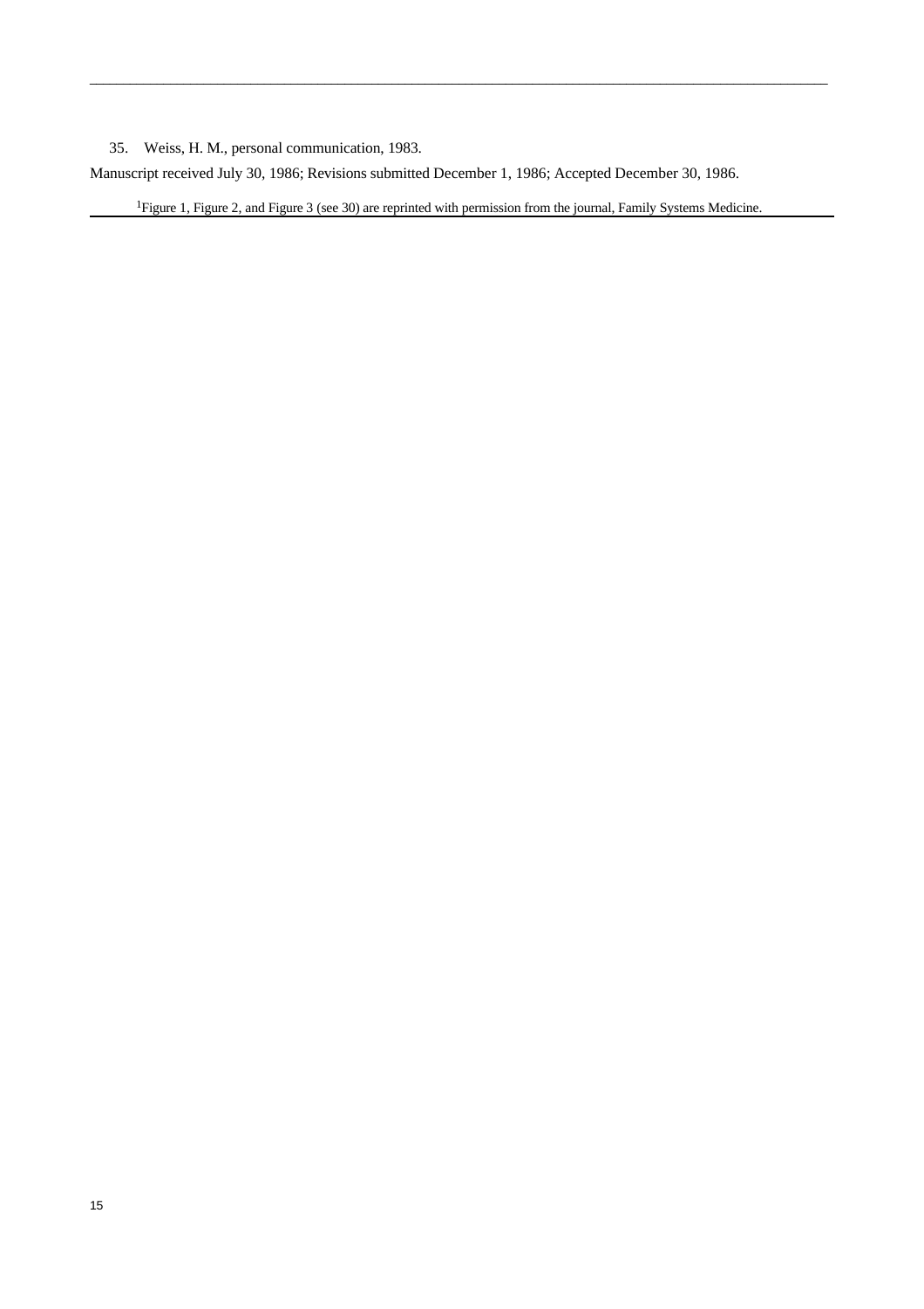35. Weiss, H. M., personal communication, 1983.

Manuscript received July 30, 1986; Revisions submitted December 1, 1986; Accepted December 30, 1986.

[1]Figure 1, Figure 2, and Figure 3 (see 30) are reprinted with permission from the journal, Family Systems Medicine.